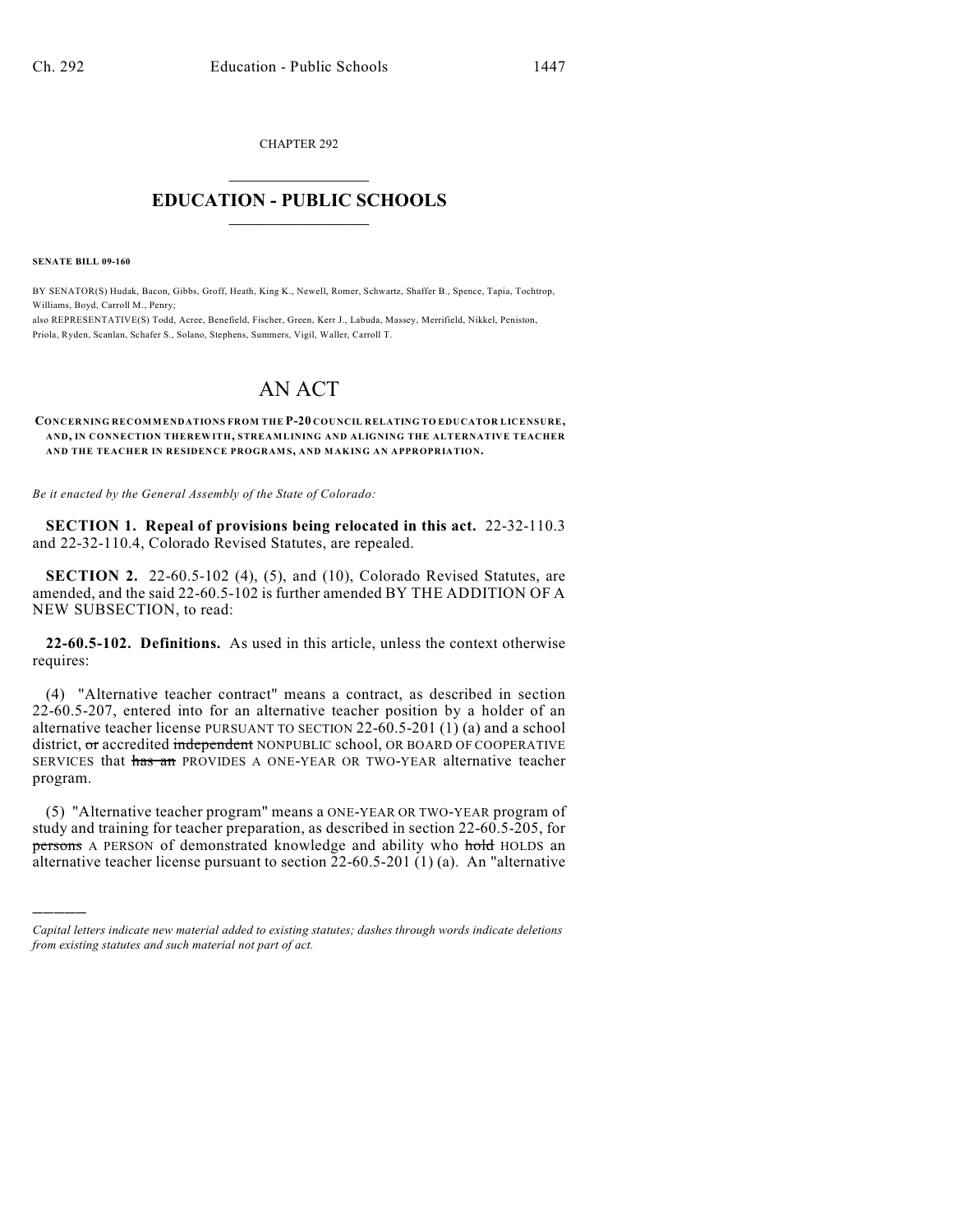CHAPTER 292

# EDUCATION - PUBLIC SCHOOLS

**SENATE BILL 09-160**

BY SENATOR(S) Hudak, Bacon, Gibbs, Groff, Heath, King K., Newell, Romer, Schwartz, Shaffer B., Spence, Tapia, Tochtrop, Williams, Boyd, Carroll M., Penry;
also REPRESENTATIVE(S) Todd, Acree, Benefield, Fischer, Green, Kerr J., Labuda, Massey, Merrifield, Nikkel, Peniston, Priola, Ryden, Scanlan, Schafer S., Solano, Stephens, Summers, Vigil, Waller, Carroll T.

# AN ACT

**CONCERNING RECOMMENDATIONS FROM THE P-20 COUNCIL RELATING TO EDUCATOR LICENSURE, AND, IN CONNECTION THEREWITH, STREAMLINING AND ALIGNING THE ALTERNATIVE TEACHER AND THE TEACHER IN RESIDENCE PROGRAMS, AND MAKING AN APPROPRIATION.**

*Be it enacted by the General Assembly of the State of Colorado:*

**SECTION 1. Repeal of provisions being relocated in this act.** 22-32-110.3 and 22-32-110.4, Colorado Revised Statutes, are repealed.

**SECTION 2.** 22-60.5-102 (4), (5), and (10), Colorado Revised Statutes, are amended, and the said 22-60.5-102 is further amended BY THE ADDITION OF A NEW SUBSECTION, to read:

**22-60.5-102. Definitions.** As used in this article, unless the context otherwise requires:

(4) "Alternative teacher contract" means a contract, as described in section 22-60.5-207, entered into for an alternative teacher position by a holder of an alternative teacher license PURSUANT TO SECTION 22-60.5-201 (1) (a) and a school district, ~~or~~ accredited ~~independent~~ NONPUBLIC school, OR BOARD OF COOPERATIVE SERVICES that ~~has an~~ PROVIDES A ONE-YEAR OR TWO-YEAR alternative teacher program.

(5) "Alternative teacher program" means a ONE-YEAR OR TWO-YEAR program of study and training for teacher preparation, as described in section 22-60.5-205, for ~~persons~~ A PERSON of demonstrated knowledge and ability who ~~hold~~ HOLDS an alternative teacher license pursuant to section 22-60.5-201 (1) (a). An "alternative

*Capital letters indicate new material added to existing statutes; dashes through words indicate deletions from existing statutes and such material not part of act.*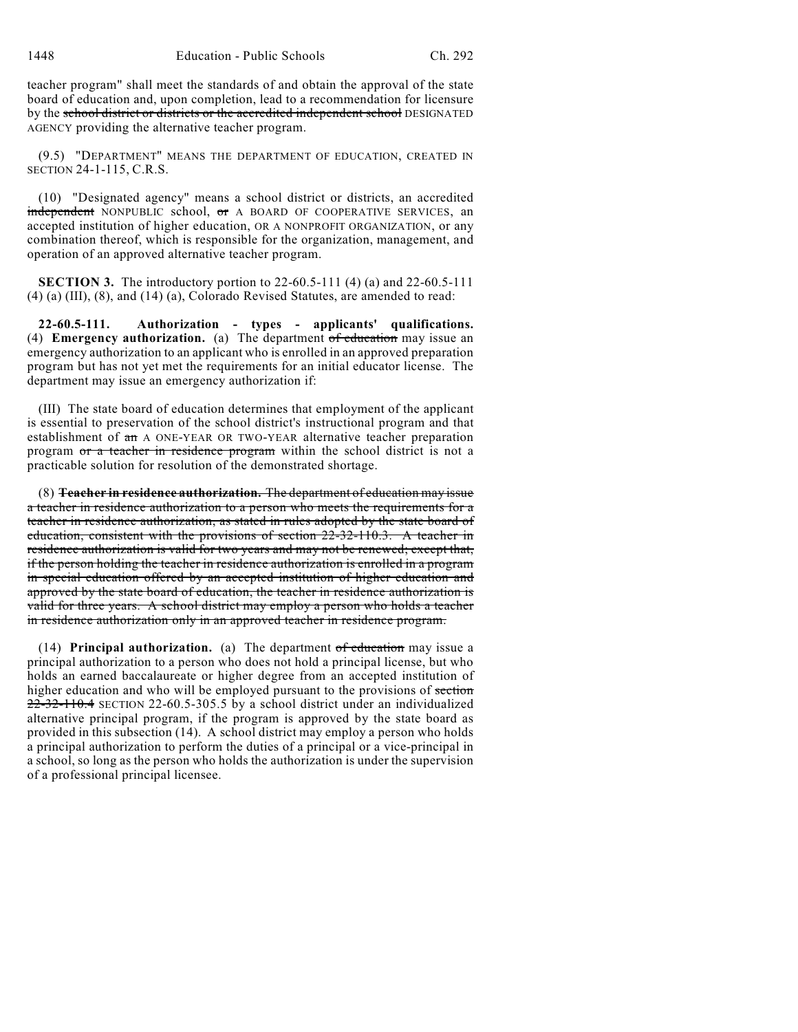teacher program" shall meet the standards of and obtain the approval of the state board of education and, upon completion, lead to a recommendation for licensure by the ~~school district or districts or the accredited independent school~~ DESIGNATED AGENCY providing the alternative teacher program.

(9.5) "DEPARTMENT" MEANS THE DEPARTMENT OF EDUCATION, CREATED IN SECTION 24-1-115, C.R.S.

(10) "Designated agency" means a school district or districts, an accredited ~~independent~~ NONPUBLIC school, ~~or~~ A BOARD OF COOPERATIVE SERVICES, an accepted institution of higher education, OR A NONPROFIT ORGANIZATION, or any combination thereof, which is responsible for the organization, management, and operation of an approved alternative teacher program.

**SECTION 3.** The introductory portion to 22-60.5-111 (4) (a) and 22-60.5-111 (4) (a) (III), (8), and (14) (a), Colorado Revised Statutes, are amended to read:

**22-60.5-111. Authorization - types - applicants' qualifications.** (4) **Emergency authorization.** (a) The department ~~of education~~ may issue an emergency authorization to an applicant who is enrolled in an approved preparation program but has not yet met the requirements for an initial educator license. The department may issue an emergency authorization if:

(III) The state board of education determines that employment of the applicant is essential to preservation of the school district's instructional program and that establishment of ~~an~~ A ONE-YEAR OR TWO-YEAR alternative teacher preparation program ~~or a teacher in residence program~~ within the school district is not a practicable solution for resolution of the demonstrated shortage.

(8) ~~**Teacher in residence authorization.** The department of education may issue a teacher in residence authorization to a person who meets the requirements for a teacher in residence authorization, as stated in rules adopted by the state board of education, consistent with the provisions of section 22-32-110.3. A teacher in residence authorization is valid for two years and may not be renewed; except that, if the person holding the teacher in residence authorization is enrolled in a program in special education offered by an accepted institution of higher education and approved by the state board of education, the teacher in residence authorization is valid for three years. A school district may employ a person who holds a teacher in residence authorization only in an approved teacher in residence program.~~

(14) **Principal authorization.** (a) The department ~~of education~~ may issue a principal authorization to a person who does not hold a principal license, but who holds an earned baccalaureate or higher degree from an accepted institution of higher education and who will be employed pursuant to the provisions of ~~section 22-32-110.4~~ SECTION 22-60.5-305.5 by a school district under an individualized alternative principal program, if the program is approved by the state board as provided in this subsection (14). A school district may employ a person who holds a principal authorization to perform the duties of a principal or a vice-principal in a school, so long as the person who holds the authorization is under the supervision of a professional principal licensee.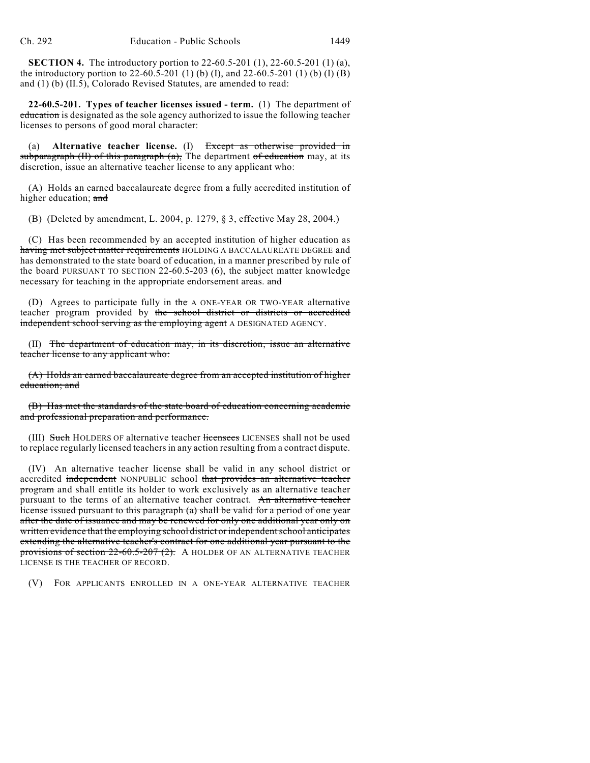**SECTION 4.** The introductory portion to 22-60.5-201 (1), 22-60.5-201 (1) (a), the introductory portion to 22-60.5-201 (1) (b) (I), and 22-60.5-201 (1) (b) (I) (B) and (1) (b) (II.5), Colorado Revised Statutes, are amended to read:

**22-60.5-201. Types of teacher licenses issued - term.** (1) The department ~~of education~~ is designated as the sole agency authorized to issue the following teacher licenses to persons of good moral character:

(a) **Alternative teacher license.** (I) ~~Except as otherwise provided in subparagraph (II) of this paragraph (a),~~ The department ~~of education~~ may, at its discretion, issue an alternative teacher license to any applicant who:

(A) Holds an earned baccalaureate degree from a fully accredited institution of higher education; ~~and~~

(B) (Deleted by amendment, L. 2004, p. 1279, § 3, effective May 28, 2004.)

(C) Has been recommended by an accepted institution of higher education as ~~having met subject matter requirements~~ HOLDING A BACCALAUREATE DEGREE and has demonstrated to the state board of education, in a manner prescribed by rule of the board PURSUANT TO SECTION 22-60.5-203 (6), the subject matter knowledge necessary for teaching in the appropriate endorsement areas. ~~and~~

(D) Agrees to participate fully in ~~the~~ A ONE-YEAR OR TWO-YEAR alternative teacher program provided by ~~the school district or districts or accredited independent school serving as the employing agent~~ A DESIGNATED AGENCY.

(II) ~~The department of education may, in its discretion, issue an alternative teacher license to any applicant who:~~

~~(A) Holds an earned baccalaureate degree from an accepted institution of higher education; and~~

~~(B) Has met the standards of the state board of education concerning academic and professional preparation and performance.~~

(III) ~~Such~~ HOLDERS OF alternative teacher ~~licensees~~ LICENSES shall not be used to replace regularly licensed teachers in any action resulting from a contract dispute.

(IV) An alternative teacher license shall be valid in any school district or accredited ~~independent~~ NONPUBLIC school ~~that provides an alternative teacher program~~ and shall entitle its holder to work exclusively as an alternative teacher pursuant to the terms of an alternative teacher contract. ~~An alternative teacher license issued pursuant to this paragraph (a) shall be valid for a period of one year after the date of issuance and may be renewed for only one additional year only on written evidence that the employing school district or independent school anticipates extending the alternative teacher's contract for one additional year pursuant to the provisions of section 22-60.5-207 (2).~~ A HOLDER OF AN ALTERNATIVE TEACHER LICENSE IS THE TEACHER OF RECORD.

(V) FOR APPLICANTS ENROLLED IN A ONE-YEAR ALTERNATIVE TEACHER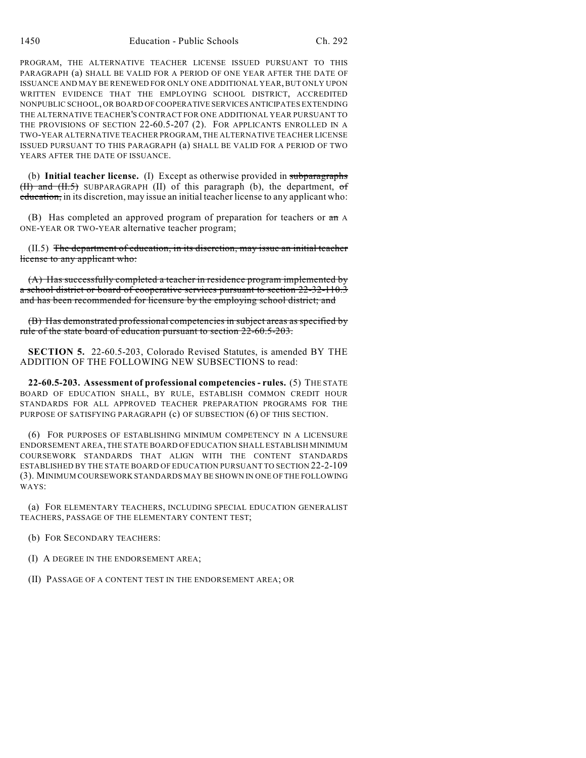PROGRAM, THE ALTERNATIVE TEACHER LICENSE ISSUED PURSUANT TO THIS PARAGRAPH (a) SHALL BE VALID FOR A PERIOD OF ONE YEAR AFTER THE DATE OF ISSUANCE AND MAY BE RENEWED FOR ONLY ONE ADDITIONAL YEAR, BUT ONLY UPON WRITTEN EVIDENCE THAT THE EMPLOYING SCHOOL DISTRICT, ACCREDITED NONPUBLIC SCHOOL, OR BOARD OF COOPERATIVE SERVICES ANTICIPATES EXTENDING THE ALTERNATIVE TEACHER'S CONTRACT FOR ONE ADDITIONAL YEAR PURSUANT TO THE PROVISIONS OF SECTION 22-60.5-207 (2). FOR APPLICANTS ENROLLED IN A TWO-YEAR ALTERNATIVE TEACHER PROGRAM, THE ALTERNATIVE TEACHER LICENSE ISSUED PURSUANT TO THIS PARAGRAPH (a) SHALL BE VALID FOR A PERIOD OF TWO YEARS AFTER THE DATE OF ISSUANCE.

(b) **Initial teacher license.** (I) Except as otherwise provided in ~~subparagraphs (II) and (II.5)~~ SUBPARAGRAPH (II) of this paragraph (b), the department, ~~of education,~~ in its discretion, may issue an initial teacher license to any applicant who:

(B) Has completed an approved program of preparation for teachers or ~~an~~ A ONE-YEAR OR TWO-YEAR alternative teacher program;

(II.5) ~~The department of education, in its discretion, may issue an initial teacher license to any applicant who:~~

~~(A) Has successfully completed a teacher in residence program implemented by a school district or board of cooperative services pursuant to section 22-32-110.3 and has been recommended for licensure by the employing school district; and~~

~~(B) Has demonstrated professional competencies in subject areas as specified by rule of the state board of education pursuant to section 22-60.5-203.~~

**SECTION 5.** 22-60.5-203, Colorado Revised Statutes, is amended BY THE ADDITION OF THE FOLLOWING NEW SUBSECTIONS to read:

**22-60.5-203. Assessment of professional competencies - rules.** (5) THE STATE BOARD OF EDUCATION SHALL, BY RULE, ESTABLISH COMMON CREDIT HOUR STANDARDS FOR ALL APPROVED TEACHER PREPARATION PROGRAMS FOR THE PURPOSE OF SATISFYING PARAGRAPH (c) OF SUBSECTION (6) OF THIS SECTION.

(6) FOR PURPOSES OF ESTABLISHING MINIMUM COMPETENCY IN A LICENSURE ENDORSEMENT AREA, THE STATE BOARD OF EDUCATION SHALL ESTABLISH MINIMUM COURSEWORK STANDARDS THAT ALIGN WITH THE CONTENT STANDARDS ESTABLISHED BY THE STATE BOARD OF EDUCATION PURSUANT TO SECTION 22-2-109 (3). MINIMUM COURSEWORK STANDARDS MAY BE SHOWN IN ONE OF THE FOLLOWING WAYS:

(a) FOR ELEMENTARY TEACHERS, INCLUDING SPECIAL EDUCATION GENERALIST TEACHERS, PASSAGE OF THE ELEMENTARY CONTENT TEST;

(b) FOR SECONDARY TEACHERS:

(I) A DEGREE IN THE ENDORSEMENT AREA;

(II) PASSAGE OF A CONTENT TEST IN THE ENDORSEMENT AREA; OR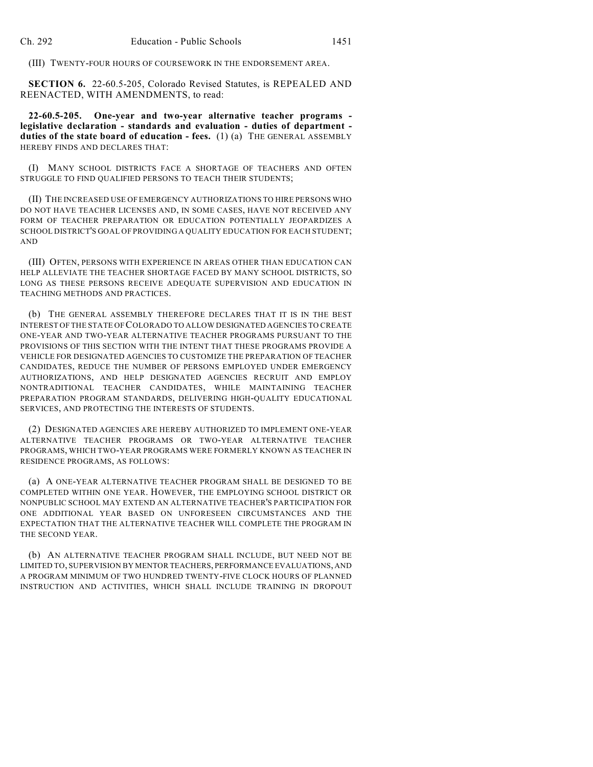(III) TWENTY-FOUR HOURS OF COURSEWORK IN THE ENDORSEMENT AREA.

**SECTION 6.** 22-60.5-205, Colorado Revised Statutes, is REPEALED AND REENACTED, WITH AMENDMENTS, to read:

**22-60.5-205. One-year and two-year alternative teacher programs - legislative declaration - standards and evaluation - duties of department - duties of the state board of education - fees.** (1) (a) THE GENERAL ASSEMBLY HEREBY FINDS AND DECLARES THAT:

(I) MANY SCHOOL DISTRICTS FACE A SHORTAGE OF TEACHERS AND OFTEN STRUGGLE TO FIND QUALIFIED PERSONS TO TEACH THEIR STUDENTS;

(II) THE INCREASED USE OF EMERGENCY AUTHORIZATIONS TO HIRE PERSONS WHO DO NOT HAVE TEACHER LICENSES AND, IN SOME CASES, HAVE NOT RECEIVED ANY FORM OF TEACHER PREPARATION OR EDUCATION POTENTIALLY JEOPARDIZES A SCHOOL DISTRICT'S GOAL OF PROVIDING A QUALITY EDUCATION FOR EACH STUDENT; AND

(III) OFTEN, PERSONS WITH EXPERIENCE IN AREAS OTHER THAN EDUCATION CAN HELP ALLEVIATE THE TEACHER SHORTAGE FACED BY MANY SCHOOL DISTRICTS, SO LONG AS THESE PERSONS RECEIVE ADEQUATE SUPERVISION AND EDUCATION IN TEACHING METHODS AND PRACTICES.

(b) THE GENERAL ASSEMBLY THEREFORE DECLARES THAT IT IS IN THE BEST INTEREST OF THE STATE OF COLORADO TO ALLOW DESIGNATED AGENCIES TO CREATE ONE-YEAR AND TWO-YEAR ALTERNATIVE TEACHER PROGRAMS PURSUANT TO THE PROVISIONS OF THIS SECTION WITH THE INTENT THAT THESE PROGRAMS PROVIDE A VEHICLE FOR DESIGNATED AGENCIES TO CUSTOMIZE THE PREPARATION OF TEACHER CANDIDATES, REDUCE THE NUMBER OF PERSONS EMPLOYED UNDER EMERGENCY AUTHORIZATIONS, AND HELP DESIGNATED AGENCIES RECRUIT AND EMPLOY NONTRADITIONAL TEACHER CANDIDATES, WHILE MAINTAINING TEACHER PREPARATION PROGRAM STANDARDS, DELIVERING HIGH-QUALITY EDUCATIONAL SERVICES, AND PROTECTING THE INTERESTS OF STUDENTS.

(2) DESIGNATED AGENCIES ARE HEREBY AUTHORIZED TO IMPLEMENT ONE-YEAR ALTERNATIVE TEACHER PROGRAMS OR TWO-YEAR ALTERNATIVE TEACHER PROGRAMS, WHICH TWO-YEAR PROGRAMS WERE FORMERLY KNOWN AS TEACHER IN RESIDENCE PROGRAMS, AS FOLLOWS:

(a) A ONE-YEAR ALTERNATIVE TEACHER PROGRAM SHALL BE DESIGNED TO BE COMPLETED WITHIN ONE YEAR. HOWEVER, THE EMPLOYING SCHOOL DISTRICT OR NONPUBLIC SCHOOL MAY EXTEND AN ALTERNATIVE TEACHER'S PARTICIPATION FOR ONE ADDITIONAL YEAR BASED ON UNFORESEEN CIRCUMSTANCES AND THE EXPECTATION THAT THE ALTERNATIVE TEACHER WILL COMPLETE THE PROGRAM IN THE SECOND YEAR.

(b) AN ALTERNATIVE TEACHER PROGRAM SHALL INCLUDE, BUT NEED NOT BE LIMITED TO, SUPERVISION BY MENTOR TEACHERS, PERFORMANCE EVALUATIONS, AND A PROGRAM MINIMUM OF TWO HUNDRED TWENTY-FIVE CLOCK HOURS OF PLANNED INSTRUCTION AND ACTIVITIES, WHICH SHALL INCLUDE TRAINING IN DROPOUT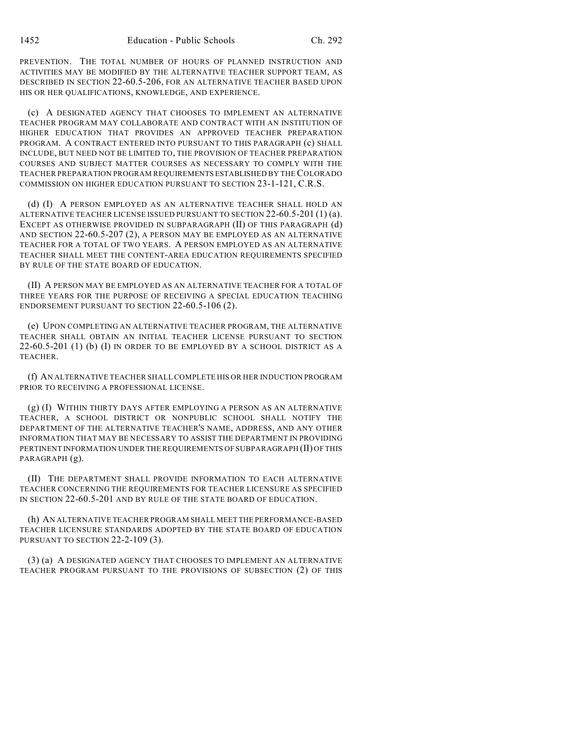PREVENTION. THE TOTAL NUMBER OF HOURS OF PLANNED INSTRUCTION AND ACTIVITIES MAY BE MODIFIED BY THE ALTERNATIVE TEACHER SUPPORT TEAM, AS DESCRIBED IN SECTION 22-60.5-206, FOR AN ALTERNATIVE TEACHER BASED UPON HIS OR HER QUALIFICATIONS, KNOWLEDGE, AND EXPERIENCE.

(c) A DESIGNATED AGENCY THAT CHOOSES TO IMPLEMENT AN ALTERNATIVE TEACHER PROGRAM MAY COLLABORATE AND CONTRACT WITH AN INSTITUTION OF HIGHER EDUCATION THAT PROVIDES AN APPROVED TEACHER PREPARATION PROGRAM. A CONTRACT ENTERED INTO PURSUANT TO THIS PARAGRAPH (c) SHALL INCLUDE, BUT NEED NOT BE LIMITED TO, THE PROVISION OF TEACHER PREPARATION COURSES AND SUBJECT MATTER COURSES AS NECESSARY TO COMPLY WITH THE TEACHER PREPARATION PROGRAM REQUIREMENTS ESTABLISHED BY THE COLORADO COMMISSION ON HIGHER EDUCATION PURSUANT TO SECTION 23-1-121, C.R.S.

(d) (I) A PERSON EMPLOYED AS AN ALTERNATIVE TEACHER SHALL HOLD AN ALTERNATIVE TEACHER LICENSE ISSUED PURSUANT TO SECTION 22-60.5-201 (1) (a). EXCEPT AS OTHERWISE PROVIDED IN SUBPARAGRAPH (II) OF THIS PARAGRAPH (d) AND SECTION 22-60.5-207 (2), A PERSON MAY BE EMPLOYED AS AN ALTERNATIVE TEACHER FOR A TOTAL OF TWO YEARS. A PERSON EMPLOYED AS AN ALTERNATIVE TEACHER SHALL MEET THE CONTENT-AREA EDUCATION REQUIREMENTS SPECIFIED BY RULE OF THE STATE BOARD OF EDUCATION.

(II) A PERSON MAY BE EMPLOYED AS AN ALTERNATIVE TEACHER FOR A TOTAL OF THREE YEARS FOR THE PURPOSE OF RECEIVING A SPECIAL EDUCATION TEACHING ENDORSEMENT PURSUANT TO SECTION 22-60.5-106 (2).

(e) UPON COMPLETING AN ALTERNATIVE TEACHER PROGRAM, THE ALTERNATIVE TEACHER SHALL OBTAIN AN INITIAL TEACHER LICENSE PURSUANT TO SECTION 22-60.5-201 (1) (b) (I) IN ORDER TO BE EMPLOYED BY A SCHOOL DISTRICT AS A TEACHER.

(f) AN ALTERNATIVE TEACHER SHALL COMPLETE HIS OR HER INDUCTION PROGRAM PRIOR TO RECEIVING A PROFESSIONAL LICENSE.

(g) (I) WITHIN THIRTY DAYS AFTER EMPLOYING A PERSON AS AN ALTERNATIVE TEACHER, A SCHOOL DISTRICT OR NONPUBLIC SCHOOL SHALL NOTIFY THE DEPARTMENT OF THE ALTERNATIVE TEACHER'S NAME, ADDRESS, AND ANY OTHER INFORMATION THAT MAY BE NECESSARY TO ASSIST THE DEPARTMENT IN PROVIDING PERTINENT INFORMATION UNDER THE REQUIREMENTS OF SUBPARAGRAPH (II) OF THIS PARAGRAPH (g).

(II) THE DEPARTMENT SHALL PROVIDE INFORMATION TO EACH ALTERNATIVE TEACHER CONCERNING THE REQUIREMENTS FOR TEACHER LICENSURE AS SPECIFIED IN SECTION 22-60.5-201 AND BY RULE OF THE STATE BOARD OF EDUCATION.

(h) AN ALTERNATIVE TEACHER PROGRAM SHALL MEET THE PERFORMANCE-BASED TEACHER LICENSURE STANDARDS ADOPTED BY THE STATE BOARD OF EDUCATION PURSUANT TO SECTION 22-2-109 (3).

(3) (a) A DESIGNATED AGENCY THAT CHOOSES TO IMPLEMENT AN ALTERNATIVE TEACHER PROGRAM PURSUANT TO THE PROVISIONS OF SUBSECTION (2) OF THIS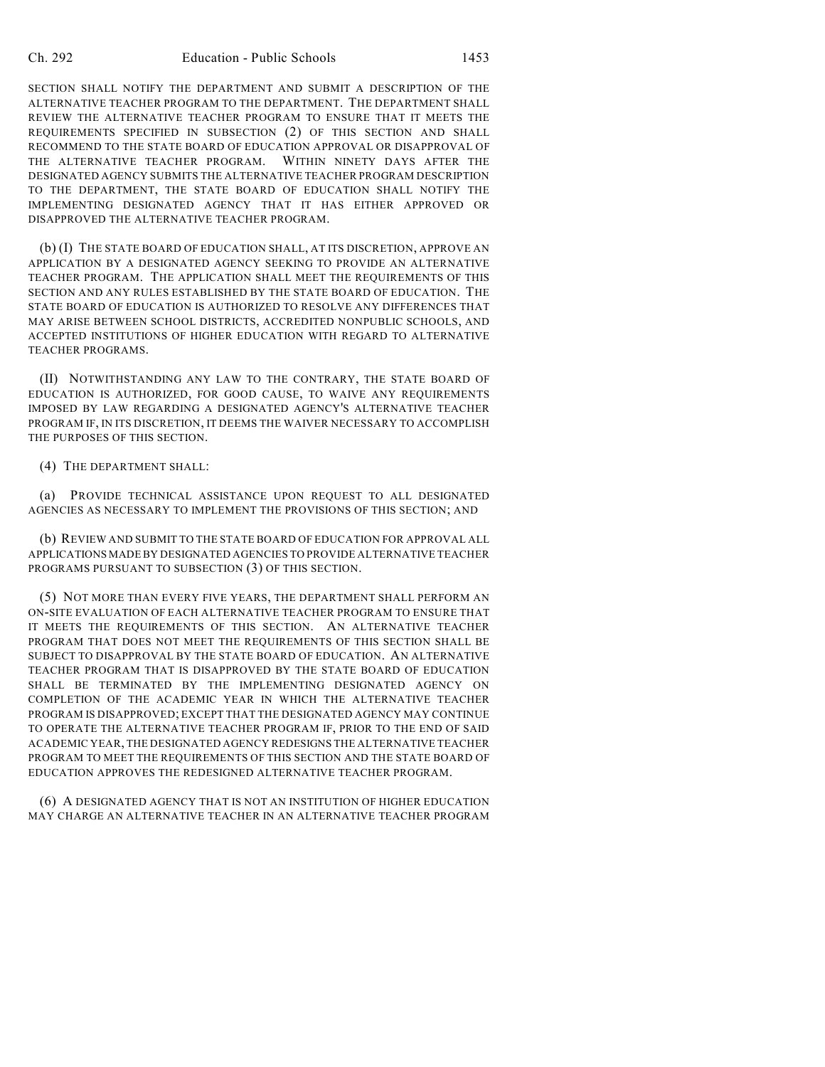SECTION SHALL NOTIFY THE DEPARTMENT AND SUBMIT A DESCRIPTION OF THE ALTERNATIVE TEACHER PROGRAM TO THE DEPARTMENT. THE DEPARTMENT SHALL REVIEW THE ALTERNATIVE TEACHER PROGRAM TO ENSURE THAT IT MEETS THE REQUIREMENTS SPECIFIED IN SUBSECTION (2) OF THIS SECTION AND SHALL RECOMMEND TO THE STATE BOARD OF EDUCATION APPROVAL OR DISAPPROVAL OF THE ALTERNATIVE TEACHER PROGRAM. WITHIN NINETY DAYS AFTER THE DESIGNATED AGENCY SUBMITS THE ALTERNATIVE TEACHER PROGRAM DESCRIPTION TO THE DEPARTMENT, THE STATE BOARD OF EDUCATION SHALL NOTIFY THE IMPLEMENTING DESIGNATED AGENCY THAT IT HAS EITHER APPROVED OR DISAPPROVED THE ALTERNATIVE TEACHER PROGRAM.

(b) (I) THE STATE BOARD OF EDUCATION SHALL, AT ITS DISCRETION, APPROVE AN APPLICATION BY A DESIGNATED AGENCY SEEKING TO PROVIDE AN ALTERNATIVE TEACHER PROGRAM. THE APPLICATION SHALL MEET THE REQUIREMENTS OF THIS SECTION AND ANY RULES ESTABLISHED BY THE STATE BOARD OF EDUCATION. THE STATE BOARD OF EDUCATION IS AUTHORIZED TO RESOLVE ANY DIFFERENCES THAT MAY ARISE BETWEEN SCHOOL DISTRICTS, ACCREDITED NONPUBLIC SCHOOLS, AND ACCEPTED INSTITUTIONS OF HIGHER EDUCATION WITH REGARD TO ALTERNATIVE TEACHER PROGRAMS.

(II) NOTWITHSTANDING ANY LAW TO THE CONTRARY, THE STATE BOARD OF EDUCATION IS AUTHORIZED, FOR GOOD CAUSE, TO WAIVE ANY REQUIREMENTS IMPOSED BY LAW REGARDING A DESIGNATED AGENCY'S ALTERNATIVE TEACHER PROGRAM IF, IN ITS DISCRETION, IT DEEMS THE WAIVER NECESSARY TO ACCOMPLISH THE PURPOSES OF THIS SECTION.

(4) THE DEPARTMENT SHALL:

(a) PROVIDE TECHNICAL ASSISTANCE UPON REQUEST TO ALL DESIGNATED AGENCIES AS NECESSARY TO IMPLEMENT THE PROVISIONS OF THIS SECTION; AND

(b) REVIEW AND SUBMIT TO THE STATE BOARD OF EDUCATION FOR APPROVAL ALL APPLICATIONS MADE BY DESIGNATED AGENCIES TO PROVIDE ALTERNATIVE TEACHER PROGRAMS PURSUANT TO SUBSECTION (3) OF THIS SECTION.

(5) NOT MORE THAN EVERY FIVE YEARS, THE DEPARTMENT SHALL PERFORM AN ON-SITE EVALUATION OF EACH ALTERNATIVE TEACHER PROGRAM TO ENSURE THAT IT MEETS THE REQUIREMENTS OF THIS SECTION. AN ALTERNATIVE TEACHER PROGRAM THAT DOES NOT MEET THE REQUIREMENTS OF THIS SECTION SHALL BE SUBJECT TO DISAPPROVAL BY THE STATE BOARD OF EDUCATION. AN ALTERNATIVE TEACHER PROGRAM THAT IS DISAPPROVED BY THE STATE BOARD OF EDUCATION SHALL BE TERMINATED BY THE IMPLEMENTING DESIGNATED AGENCY ON COMPLETION OF THE ACADEMIC YEAR IN WHICH THE ALTERNATIVE TEACHER PROGRAM IS DISAPPROVED; EXCEPT THAT THE DESIGNATED AGENCY MAY CONTINUE TO OPERATE THE ALTERNATIVE TEACHER PROGRAM IF, PRIOR TO THE END OF SAID ACADEMIC YEAR, THE DESIGNATED AGENCY REDESIGNS THE ALTERNATIVE TEACHER PROGRAM TO MEET THE REQUIREMENTS OF THIS SECTION AND THE STATE BOARD OF EDUCATION APPROVES THE REDESIGNED ALTERNATIVE TEACHER PROGRAM.

(6) A DESIGNATED AGENCY THAT IS NOT AN INSTITUTION OF HIGHER EDUCATION MAY CHARGE AN ALTERNATIVE TEACHER IN AN ALTERNATIVE TEACHER PROGRAM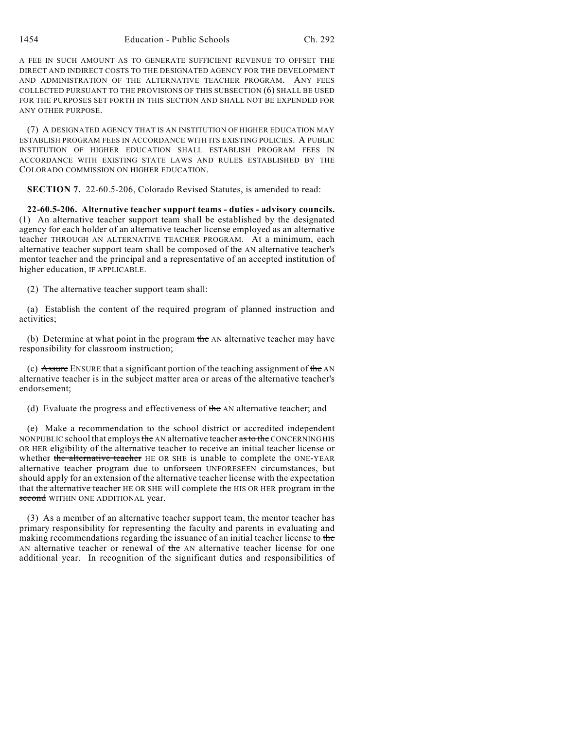A FEE IN SUCH AMOUNT AS TO GENERATE SUFFICIENT REVENUE TO OFFSET THE DIRECT AND INDIRECT COSTS TO THE DESIGNATED AGENCY FOR THE DEVELOPMENT AND ADMINISTRATION OF THE ALTERNATIVE TEACHER PROGRAM. ANY FEES COLLECTED PURSUANT TO THE PROVISIONS OF THIS SUBSECTION (6) SHALL BE USED FOR THE PURPOSES SET FORTH IN THIS SECTION AND SHALL NOT BE EXPENDED FOR ANY OTHER PURPOSE.

(7) A DESIGNATED AGENCY THAT IS AN INSTITUTION OF HIGHER EDUCATION MAY ESTABLISH PROGRAM FEES IN ACCORDANCE WITH ITS EXISTING POLICIES. A PUBLIC INSTITUTION OF HIGHER EDUCATION SHALL ESTABLISH PROGRAM FEES IN ACCORDANCE WITH EXISTING STATE LAWS AND RULES ESTABLISHED BY THE COLORADO COMMISSION ON HIGHER EDUCATION.

**SECTION 7.** 22-60.5-206, Colorado Revised Statutes, is amended to read:

**22-60.5-206. Alternative teacher support teams - duties - advisory councils.** (1) An alternative teacher support team shall be established by the designated agency for each holder of an alternative teacher license employed as an alternative teacher THROUGH AN ALTERNATIVE TEACHER PROGRAM. At a minimum, each alternative teacher support team shall be composed of ~~the~~ AN alternative teacher's mentor teacher and the principal and a representative of an accepted institution of higher education, IF APPLICABLE.

(2) The alternative teacher support team shall:

(a) Establish the content of the required program of planned instruction and activities;

(b) Determine at what point in the program ~~the~~ AN alternative teacher may have responsibility for classroom instruction;

(c) ~~Assure~~ ENSURE that a significant portion of the teaching assignment of ~~the~~ AN alternative teacher is in the subject matter area or areas of the alternative teacher's endorsement;

(d) Evaluate the progress and effectiveness of ~~the~~ AN alternative teacher; and

(e) Make a recommendation to the school district or accredited ~~independent~~ NONPUBLIC school that employs ~~the~~ AN alternative teacher ~~as to the~~ CONCERNING HIS OR HER eligibility ~~of the alternative teacher~~ to receive an initial teacher license or whether ~~the alternative teacher~~ HE OR SHE is unable to complete the ONE-YEAR alternative teacher program due to ~~unforseen~~ UNFORESEEN circumstances, but should apply for an extension of the alternative teacher license with the expectation that ~~the alternative teacher~~ HE OR SHE will complete ~~the~~ HIS OR HER program ~~in the second~~ WITHIN ONE ADDITIONAL year.

(3) As a member of an alternative teacher support team, the mentor teacher has primary responsibility for representing the faculty and parents in evaluating and making recommendations regarding the issuance of an initial teacher license to ~~the~~ AN alternative teacher or renewal of ~~the~~ AN alternative teacher license for one additional year. In recognition of the significant duties and responsibilities of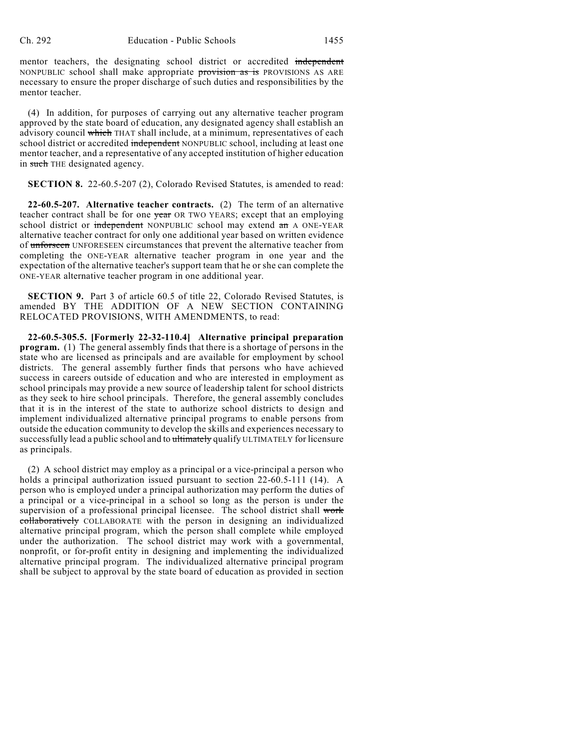mentor teachers, the designating school district or accredited ~~independent~~ NONPUBLIC school shall make appropriate ~~provision as is~~ PROVISIONS AS ARE necessary to ensure the proper discharge of such duties and responsibilities by the mentor teacher.

(4) In addition, for purposes of carrying out any alternative teacher program approved by the state board of education, any designated agency shall establish an advisory council ~~which~~ THAT shall include, at a minimum, representatives of each school district or accredited ~~independent~~ NONPUBLIC school, including at least one mentor teacher, and a representative of any accepted institution of higher education in ~~such~~ THE designated agency.

**SECTION 8.** 22-60.5-207 (2), Colorado Revised Statutes, is amended to read:

**22-60.5-207. Alternative teacher contracts.** (2) The term of an alternative teacher contract shall be for one ~~year~~ OR TWO YEARS; except that an employing school district or ~~independent~~ NONPUBLIC school may extend ~~an~~ A ONE-YEAR alternative teacher contract for only one additional year based on written evidence of ~~unforseen~~ UNFORESEEN circumstances that prevent the alternative teacher from completing the ONE-YEAR alternative teacher program in one year and the expectation of the alternative teacher's support team that he or she can complete the ONE-YEAR alternative teacher program in one additional year.

**SECTION 9.** Part 3 of article 60.5 of title 22, Colorado Revised Statutes, is amended BY THE ADDITION OF A NEW SECTION CONTAINING RELOCATED PROVISIONS, WITH AMENDMENTS, to read:

**22-60.5-305.5. [Formerly 22-32-110.4] Alternative principal preparation program.** (1) The general assembly finds that there is a shortage of persons in the state who are licensed as principals and are available for employment by school districts. The general assembly further finds that persons who have achieved success in careers outside of education and who are interested in employment as school principals may provide a new source of leadership talent for school districts as they seek to hire school principals. Therefore, the general assembly concludes that it is in the interest of the state to authorize school districts to design and implement individualized alternative principal programs to enable persons from outside the education community to develop the skills and experiences necessary to successfully lead a public school and to ~~ultimately~~ qualify ULTIMATELY for licensure as principals.

(2) A school district may employ as a principal or a vice-principal a person who holds a principal authorization issued pursuant to section 22-60.5-111 (14). A person who is employed under a principal authorization may perform the duties of a principal or a vice-principal in a school so long as the person is under the supervision of a professional principal licensee. The school district shall ~~work collaboratively~~ COLLABORATE with the person in designing an individualized alternative principal program, which the person shall complete while employed under the authorization. The school district may work with a governmental, nonprofit, or for-profit entity in designing and implementing the individualized alternative principal program. The individualized alternative principal program shall be subject to approval by the state board of education as provided in section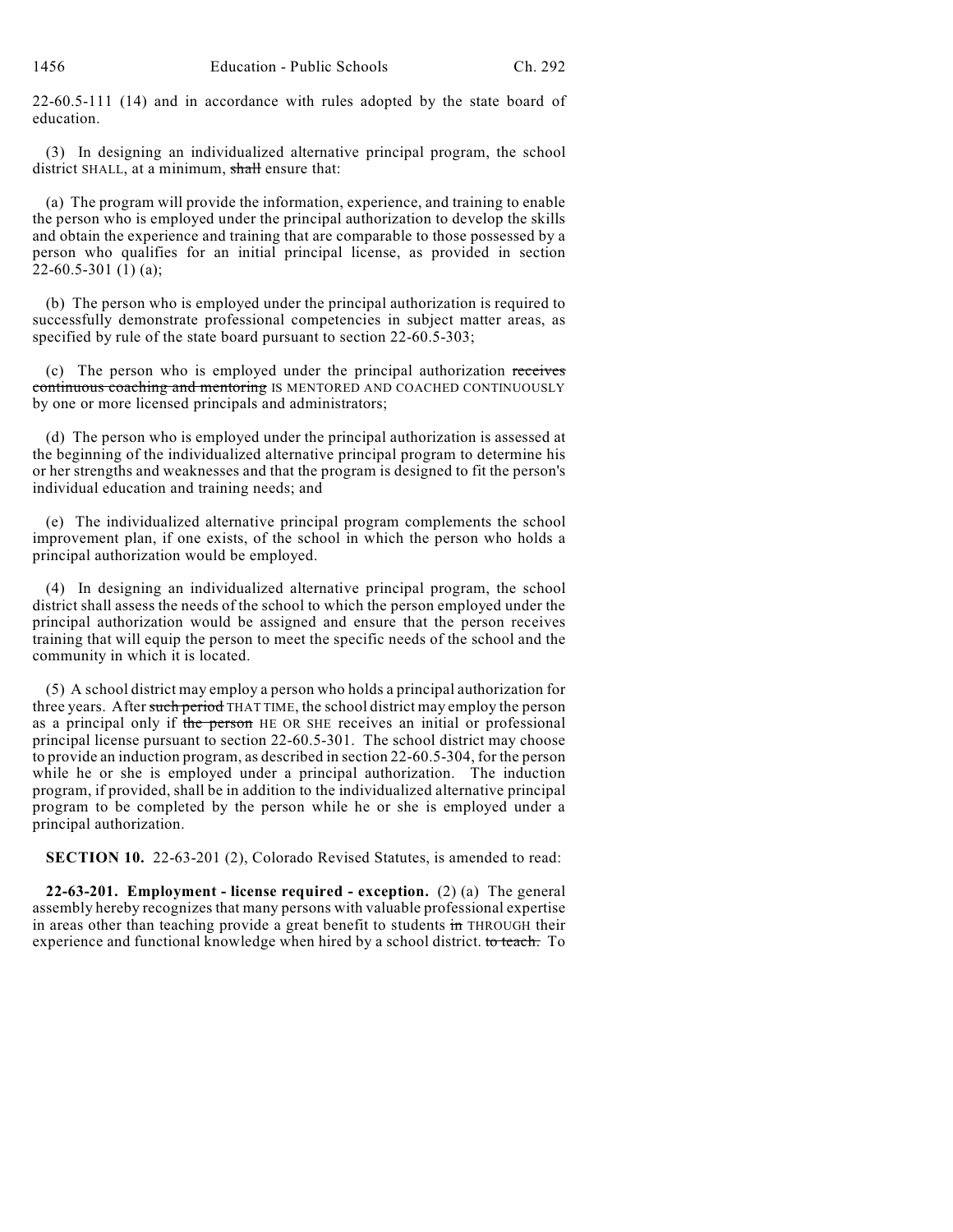22-60.5-111 (14) and in accordance with rules adopted by the state board of education.

(3) In designing an individualized alternative principal program, the school district SHALL, at a minimum, ~~shall~~ ensure that:

(a) The program will provide the information, experience, and training to enable the person who is employed under the principal authorization to develop the skills and obtain the experience and training that are comparable to those possessed by a person who qualifies for an initial principal license, as provided in section 22-60.5-301 (1) (a);

(b) The person who is employed under the principal authorization is required to successfully demonstrate professional competencies in subject matter areas, as specified by rule of the state board pursuant to section 22-60.5-303;

(c) The person who is employed under the principal authorization ~~receives continuous coaching and mentoring~~ IS MENTORED AND COACHED CONTINUOUSLY by one or more licensed principals and administrators;

(d) The person who is employed under the principal authorization is assessed at the beginning of the individualized alternative principal program to determine his or her strengths and weaknesses and that the program is designed to fit the person's individual education and training needs; and

(e) The individualized alternative principal program complements the school improvement plan, if one exists, of the school in which the person who holds a principal authorization would be employed.

(4) In designing an individualized alternative principal program, the school district shall assess the needs of the school to which the person employed under the principal authorization would be assigned and ensure that the person receives training that will equip the person to meet the specific needs of the school and the community in which it is located.

(5) A school district may employ a person who holds a principal authorization for three years. After ~~such period~~ THAT TIME, the school district may employ the person as a principal only if ~~the person~~ HE OR SHE receives an initial or professional principal license pursuant to section 22-60.5-301. The school district may choose to provide an induction program, as described in section 22-60.5-304, for the person while he or she is employed under a principal authorization. The induction program, if provided, shall be in addition to the individualized alternative principal program to be completed by the person while he or she is employed under a principal authorization.

**SECTION 10.** 22-63-201 (2), Colorado Revised Statutes, is amended to read:

**22-63-201. Employment - license required - exception.** (2) (a) The general assembly hereby recognizes that many persons with valuable professional expertise in areas other than teaching provide a great benefit to students ~~in~~ THROUGH their experience and functional knowledge when hired by a school district. ~~to teach.~~ To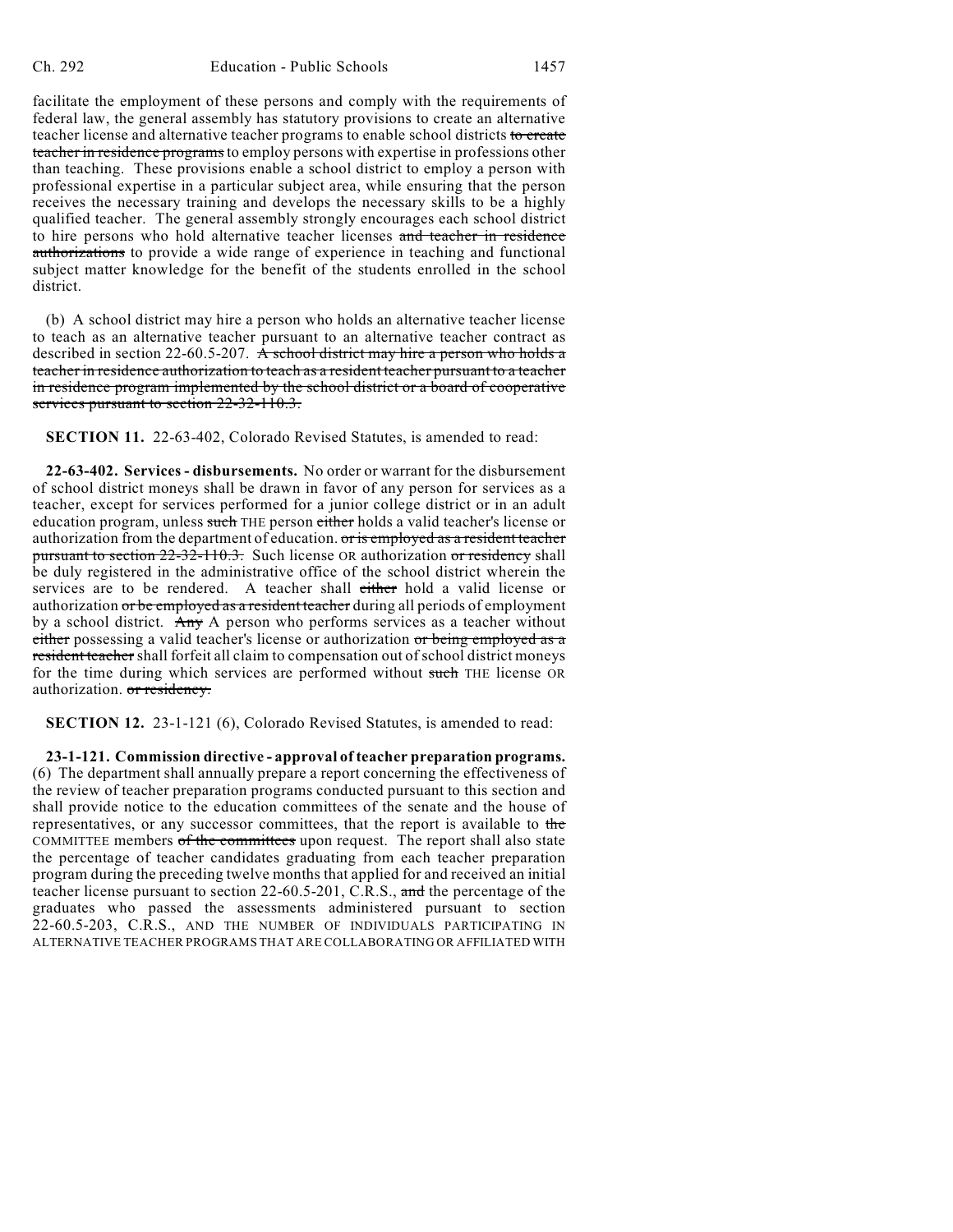facilitate the employment of these persons and comply with the requirements of federal law, the general assembly has statutory provisions to create an alternative teacher license and alternative teacher programs to enable school districts ~~to create teacher in residence programs~~ to employ persons with expertise in professions other than teaching. These provisions enable a school district to employ a person with professional expertise in a particular subject area, while ensuring that the person receives the necessary training and develops the necessary skills to be a highly qualified teacher. The general assembly strongly encourages each school district to hire persons who hold alternative teacher licenses ~~and teacher in residence authorizations~~ to provide a wide range of experience in teaching and functional subject matter knowledge for the benefit of the students enrolled in the school district.

(b) A school district may hire a person who holds an alternative teacher license to teach as an alternative teacher pursuant to an alternative teacher contract as described in section 22-60.5-207. ~~A school district may hire a person who holds a teacher in residence authorization to teach as a resident teacher pursuant to a teacher in residence program implemented by the school district or a board of cooperative services pursuant to section 22-32-110.3.~~

**SECTION 11.** 22-63-402, Colorado Revised Statutes, is amended to read:

**22-63-402. Services - disbursements.** No order or warrant for the disbursement of school district moneys shall be drawn in favor of any person for services as a teacher, except for services performed for a junior college district or in an adult education program, unless ~~such~~ THE person ~~either~~ holds a valid teacher's license or authorization from the department of education. ~~or is employed as a resident teacher pursuant to section 22-32-110.3.~~ Such license OR authorization ~~or residency~~ shall be duly registered in the administrative office of the school district wherein the services are to be rendered. A teacher shall ~~either~~ hold a valid license or authorization ~~or be employed as a resident teacher~~ during all periods of employment by a school district. ~~Any~~ A person who performs services as a teacher without ~~either~~ possessing a valid teacher's license or authorization ~~or being employed as a resident teacher~~ shall forfeit all claim to compensation out of school district moneys for the time during which services are performed without ~~such~~ THE license OR authorization. ~~or residency.~~

**SECTION 12.** 23-1-121 (6), Colorado Revised Statutes, is amended to read:

**23-1-121. Commission directive - approval of teacher preparation programs.** (6) The department shall annually prepare a report concerning the effectiveness of the review of teacher preparation programs conducted pursuant to this section and shall provide notice to the education committees of the senate and the house of representatives, or any successor committees, that the report is available to ~~the~~ COMMITTEE members ~~of the committees~~ upon request. The report shall also state the percentage of teacher candidates graduating from each teacher preparation program during the preceding twelve months that applied for and received an initial teacher license pursuant to section 22-60.5-201, C.R.S., ~~and~~ the percentage of the graduates who passed the assessments administered pursuant to section 22-60.5-203, C.R.S., AND THE NUMBER OF INDIVIDUALS PARTICIPATING IN ALTERNATIVE TEACHER PROGRAMS THAT ARE COLLABORATING OR AFFILIATED WITH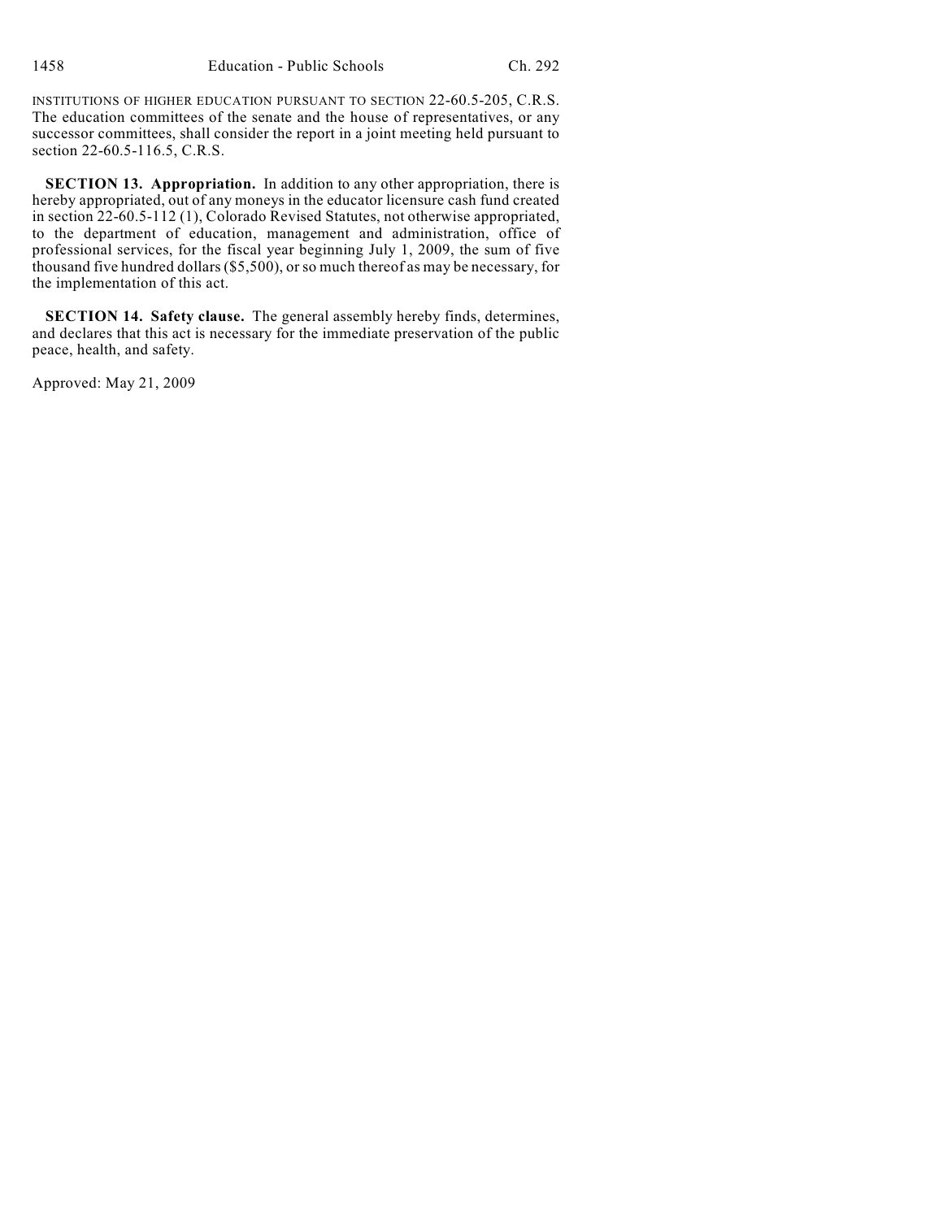INSTITUTIONS OF HIGHER EDUCATION PURSUANT TO SECTION 22-60.5-205, C.R.S. The education committees of the senate and the house of representatives, or any successor committees, shall consider the report in a joint meeting held pursuant to section 22-60.5-116.5, C.R.S.

**SECTION 13. Appropriation.** In addition to any other appropriation, there is hereby appropriated, out of any moneys in the educator licensure cash fund created in section 22-60.5-112 (1), Colorado Revised Statutes, not otherwise appropriated, to the department of education, management and administration, office of professional services, for the fiscal year beginning July 1, 2009, the sum of five thousand five hundred dollars ($5,500), or so much thereof as may be necessary, for the implementation of this act.

**SECTION 14. Safety clause.** The general assembly hereby finds, determines, and declares that this act is necessary for the immediate preservation of the public peace, health, and safety.

Approved: May 21, 2009